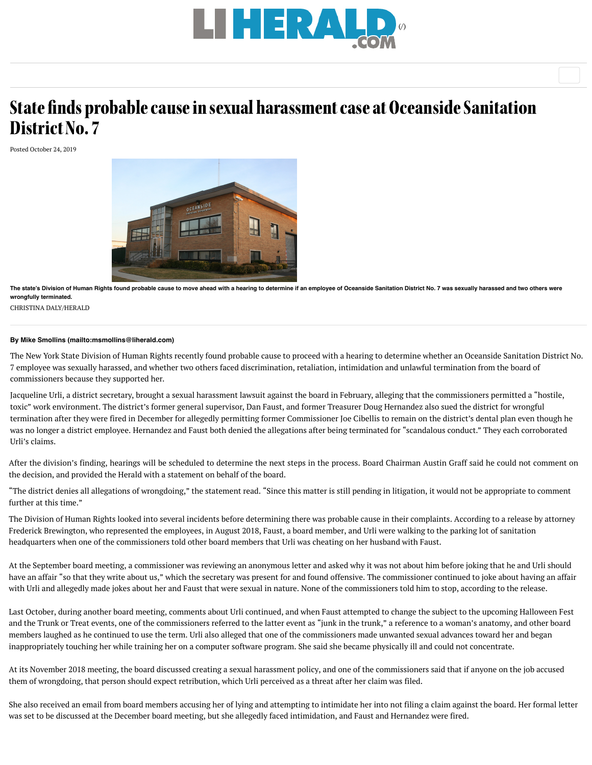# State finds probable cause in sexual harassment case at Oceanside Sanitation District No. 7

Posted October 24, 2019

**The state's Division of Human Rights found probable cause to move ahead with a hearing to determine if an employee of Oceanside Sanitation District No. 7 was sexually harassed and two others were wrongfully terminated.**

CHRISTINA DALY/HERALD

**By Mike Smollins (mailto:msmollins@liherald.com)**

The New York State Division of Human Rights recently found probable cause to proceed with a hearing to determine whether an Oceanside Sanitation District No. 7 employee was sexually harassed, and whether two others faced discrimination, retaliation, intimidation and unlawful termination from the board of commissioners because they supported her.

Jacqueline Urli, a district secretary, brought a sexual harassment lawsuit against the board in February, alleging that the commissioners permitted a "hostile, toxic" work environment. The district's former general supervisor, Dan Faust, and former Treasurer Doug Hernandez also sued the district for wrongful termination after they were fired in December for allegedly permitting former Commissioner Joe Cibellis to remain on the district's dental plan even though he was no longer a district employee. Hernandez and Faust both denied the allegations after being terminated for "scandalous conduct." They each corroborated Urli's claims.

After the division's finding, hearings will be scheduled to determine the next steps in the process. Board Chairman Austin Graff said he could not comment on the decision, and provided the Herald with a statement on behalf of the board.

"The district denies all allegations of wrongdoing," the statement read. "Since this matter is still pending in litigation, it would not be appropriate to comment further at this time."

The Division of Human Rights looked into several incidents before determining there was probable cause in their complaints. According to a release by attorney Frederick Brewington, who represented the employees, in August 2018, Faust, a board member, and Urli were walking to the parking lot of sanitation headquarters when one of the commissioners told other board members that Urli was cheating on her husband with Faust.

At the September board meeting, a commissioner was reviewing an anonymous letter and asked why it was not about him before joking that he and Urli should have an affair "so that they write about us," which the secretary was present for and found offensive. The commissioner continued to joke about having an affair with Urli and allegedly made jokes about her and Faust that were sexual in nature. None of the commissioners told him to stop, according to the release.

Last October, during another board meeting, comments about Urli continued, and when Faust attempted to change the subject to the upcoming Halloween Fest and the Trunk or Treat events, one of the commissioners referred to the latter event as "junk in the trunk," a reference to a woman's anatomy, and other board members laughed as he continued to use the term. Urli also alleged that one of the commissioners made unwanted sexual advances toward her and began inappropriately touching her while training her on a computer software program. She said she became physically ill and could not concentrate.

At its November 2018 meeting, the board discussed creating a sexual harassment policy, and one of the commissioners said that if anyone on the job accused them of wrongdoing, that person should expect retribution, which Urli perceived as a threat after her claim was filed.

She also received an email from board members accusing her of lying and attempting to intimidate her into not filing a claim against the board. Her formal letter was set to be discussed at the December board meeting, but she allegedly faced intimidation, and Faust and Hernandez were fired.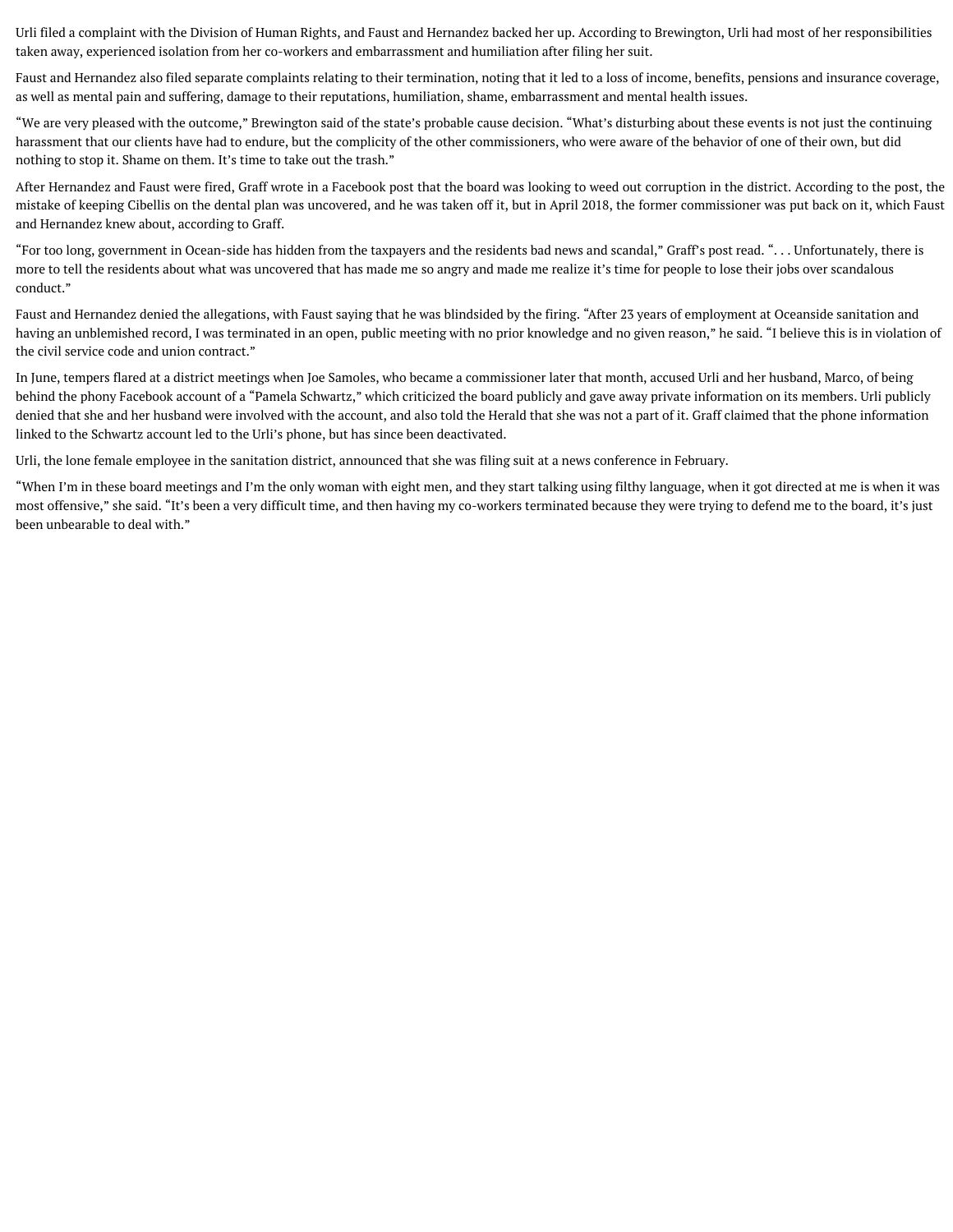Urli filed a complaint with the Division of Human Rights, and Faust and Hernandez backed her up. According to Brewington, Urli had most of her responsibilities taken away, experienced isolation from her co-workers and embarrassment and humiliation after filing her suit.

Faust and Hernandez also filed separate complaints relating to their termination, noting that it led to a loss of income, benefits, pensions and insurance coverage, as well as mental pain and suffering, damage to their reputations, humiliation, shame, embarrassment and mental health issues.

"We are very pleased with the outcome," Brewington said of the state's probable cause decision. "What's disturbing about these events is not just the continuing harassment that our clients have had to endure, but the complicity of the other commissioners, who were aware of the behavior of one of their own, but did nothing to stop it. Shame on them. It's time to take out the trash."

After Hernandez and Faust were fired, Graff wrote in a Facebook post that the board was looking to weed out corruption in the district. According to the post, the mistake of keeping Cibellis on the dental plan was uncovered, and he was taken off it, but in April 2018, the former commissioner was put back on it, which Faust and Hernandez knew about, according to Graff.

"For too long, government in Ocean-side has hidden from the taxpayers and the residents bad news and scandal," Graff's post read. ". . . Unfortunately, there is more to tell the residents about what was uncovered that has made me so angry and made me realize it's time for people to lose their jobs over scandalous conduct."

Faust and Hernandez denied the allegations, with Faust saying that he was blindsided by the firing. "After 23 years of employment at Oceanside sanitation and having an unblemished record, I was terminated in an open, public meeting with no prior knowledge and no given reason," he said. "I believe this is in violation of the civil service code and union contract."

In June, tempers flared at a district meetings when Joe Samoles, who became a commissioner later that month, accused Urli and her husband, Marco, of being behind the phony Facebook account of a "Pamela Schwartz," which criticized the board publicly and gave away private information on its members. Urli publicly denied that she and her husband were involved with the account, and also told the Herald that she was not a part of it. Graff claimed that the phone information linked to the Schwartz account led to the Urli's phone, but has since been deactivated.

Urli, the lone female employee in the sanitation district, announced that she was filing suit at a news conference in February.

"When I'm in these board meetings and I'm the only woman with eight men, and they start talking using filthy language, when it got directed at me is when it was most offensive," she said. "It's been a very difficult time, and then having my co-workers terminated because they were trying to defend me to the board, it's just been unbearable to deal with."